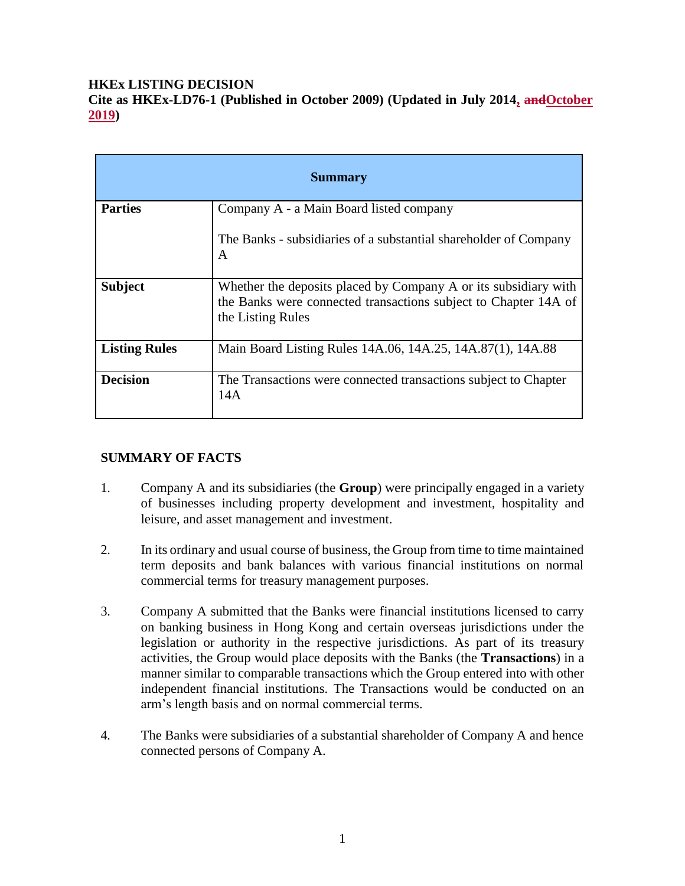**HKEx LISTING DECISION**
**Cite as HKEx-LD76-1 (Published in October 2009) (Updated in July 2014, ~~and~~October 2019)**

| Summary | |
|---|---|
| **Parties** | Company A - a Main Board listed company<br><br>The Banks - subsidiaries of a substantial shareholder of Company A |
| **Subject** | Whether the deposits placed by Company A or its subsidiary with the Banks were connected transactions subject to Chapter 14A of the Listing Rules |
| **Listing Rules** | Main Board Listing Rules 14A.06, 14A.25, 14A.87(1), 14A.88 |
| **Decision** | The Transactions were connected transactions subject to Chapter 14A |

## SUMMARY OF FACTS

1. Company A and its subsidiaries (the **Group**) were principally engaged in a variety of businesses including property development and investment, hospitality and leisure, and asset management and investment.

2. In its ordinary and usual course of business, the Group from time to time maintained term deposits and bank balances with various financial institutions on normal commercial terms for treasury management purposes.

3. Company A submitted that the Banks were financial institutions licensed to carry on banking business in Hong Kong and certain overseas jurisdictions under the legislation or authority in the respective jurisdictions. As part of its treasury activities, the Group would place deposits with the Banks (the **Transactions**) in a manner similar to comparable transactions which the Group entered into with other independent financial institutions. The Transactions would be conducted on an arm's length basis and on normal commercial terms.

4. The Banks were subsidiaries of a substantial shareholder of Company A and hence connected persons of Company A.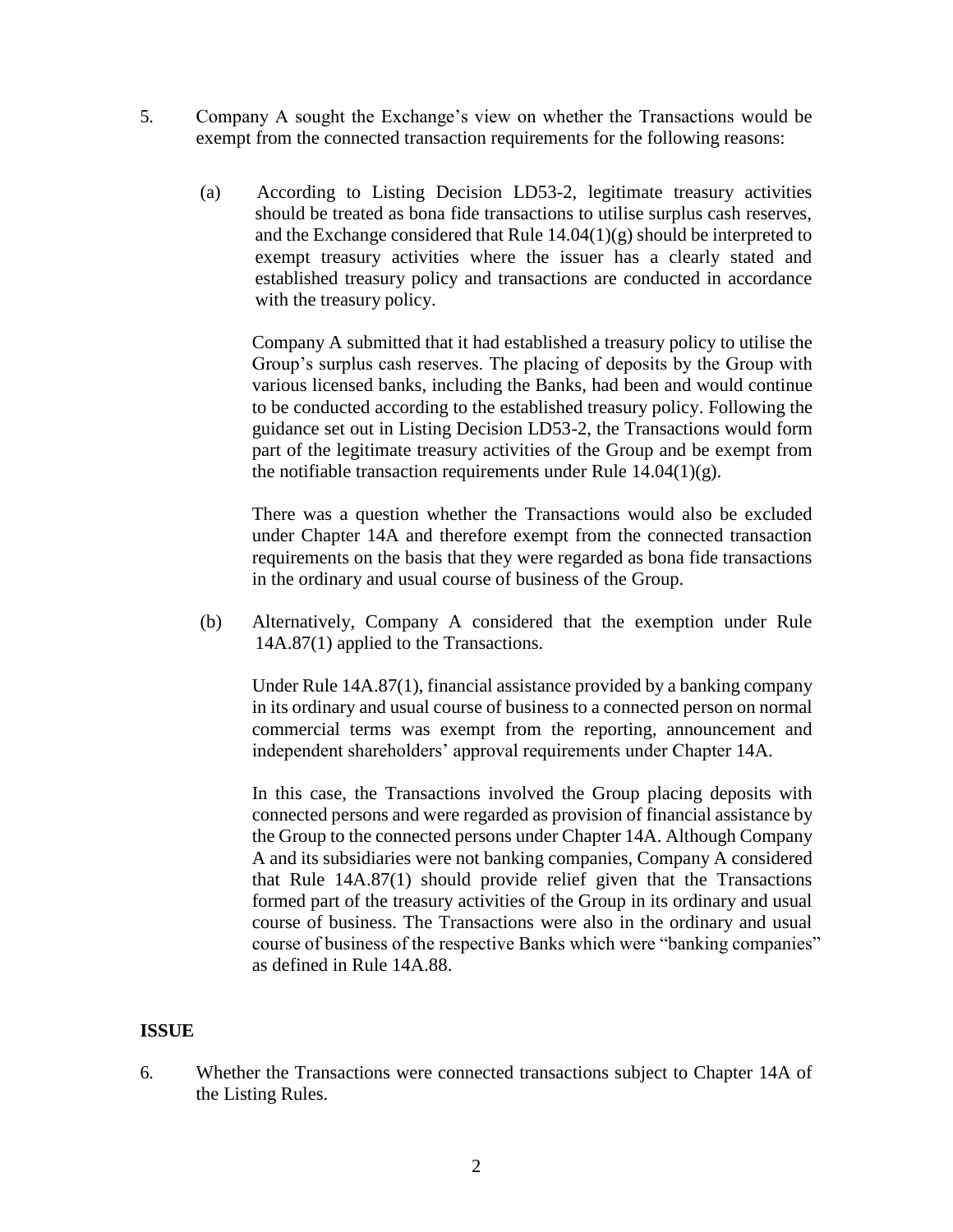5. Company A sought the Exchange's view on whether the Transactions would be exempt from the connected transaction requirements for the following reasons:

   (a) According to Listing Decision LD53-2, legitimate treasury activities should be treated as bona fide transactions to utilise surplus cash reserves, and the Exchange considered that Rule 14.04(1)(g) should be interpreted to exempt treasury activities where the issuer has a clearly stated and established treasury policy and transactions are conducted in accordance with the treasury policy.

   Company A submitted that it had established a treasury policy to utilise the Group's surplus cash reserves. The placing of deposits by the Group with various licensed banks, including the Banks, had been and would continue to be conducted according to the established treasury policy. Following the guidance set out in Listing Decision LD53-2, the Transactions would form part of the legitimate treasury activities of the Group and be exempt from the notifiable transaction requirements under Rule 14.04(1)(g).

   There was a question whether the Transactions would also be excluded under Chapter 14A and therefore exempt from the connected transaction requirements on the basis that they were regarded as bona fide transactions in the ordinary and usual course of business of the Group.

   (b) Alternatively, Company A considered that the exemption under Rule 14A.87(1) applied to the Transactions.

   Under Rule 14A.87(1), financial assistance provided by a banking company in its ordinary and usual course of business to a connected person on normal commercial terms was exempt from the reporting, announcement and independent shareholders' approval requirements under Chapter 14A.

   In this case, the Transactions involved the Group placing deposits with connected persons and were regarded as provision of financial assistance by the Group to the connected persons under Chapter 14A. Although Company A and its subsidiaries were not banking companies, Company A considered that Rule 14A.87(1) should provide relief given that the Transactions formed part of the treasury activities of the Group in its ordinary and usual course of business. The Transactions were also in the ordinary and usual course of business of the respective Banks which were "banking companies" as defined in Rule 14A.88.

**ISSUE**

6. Whether the Transactions were connected transactions subject to Chapter 14A of the Listing Rules.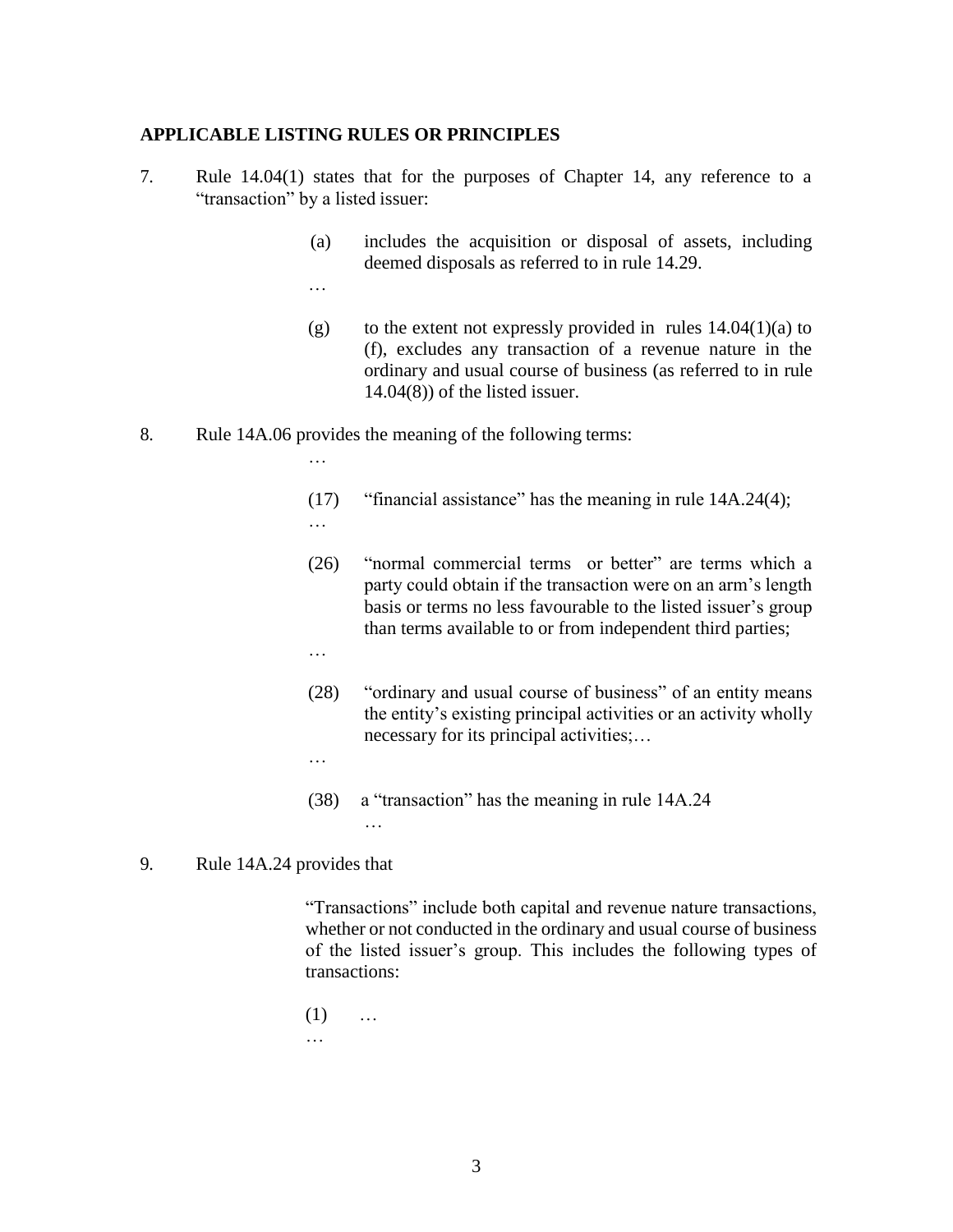**APPLICABLE LISTING RULES OR PRINCIPLES**

7. Rule 14.04(1) states that for the purposes of Chapter 14, any reference to a "transaction" by a listed issuer:

   (a) includes the acquisition or disposal of assets, including deemed disposals as referred to in rule 14.29.

   …

   (g) to the extent not expressly provided in rules 14.04(1)(a) to (f), excludes any transaction of a revenue nature in the ordinary and usual course of business (as referred to in rule 14.04(8)) of the listed issuer.

8. Rule 14A.06 provides the meaning of the following terms:

   …

   (17) "financial assistance" has the meaning in rule 14A.24(4);

   …

   (26) "normal commercial terms or better" are terms which a party could obtain if the transaction were on an arm's length basis or terms no less favourable to the listed issuer's group than terms available to or from independent third parties;

   …

   (28) "ordinary and usual course of business" of an entity means the entity's existing principal activities or an activity wholly necessary for its principal activities;…

   …

   (38) a "transaction" has the meaning in rule 14A.24

   …

9. Rule 14A.24 provides that

   "Transactions" include both capital and revenue nature transactions, whether or not conducted in the ordinary and usual course of business of the listed issuer's group. This includes the following types of transactions:

   (1) …

   …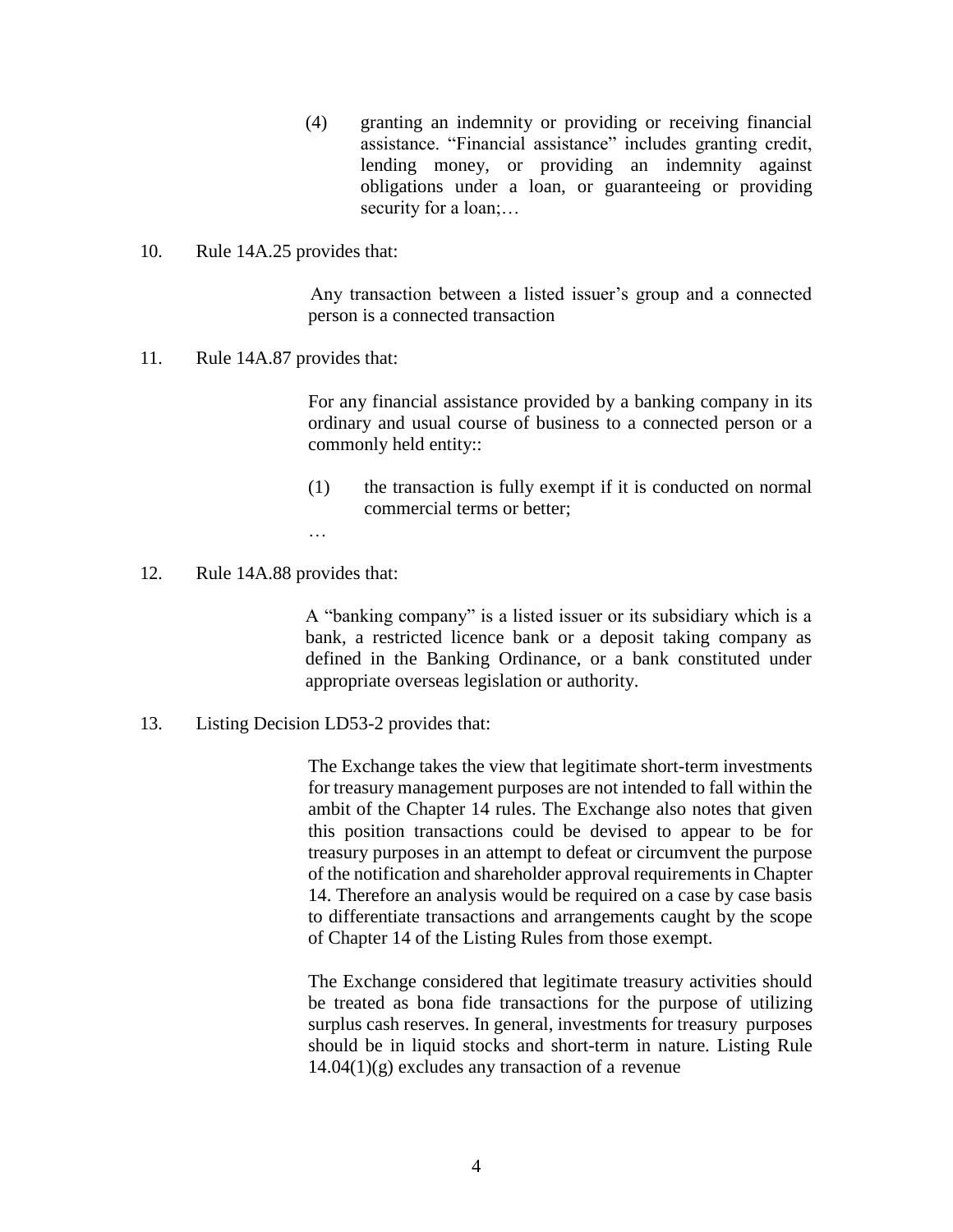> (4) granting an indemnity or providing or receiving financial assistance. "Financial assistance" includes granting credit, lending money, or providing an indemnity against obligations under a loan, or guaranteeing or providing security for a loan;…

10. Rule 14A.25 provides that:

> Any transaction between a listed issuer's group and a connected person is a connected transaction

11. Rule 14A.87 provides that:

> For any financial assistance provided by a banking company in its ordinary and usual course of business to a connected person or a commonly held entity::
>
> (1) the transaction is fully exempt if it is conducted on normal commercial terms or better;
>
> …

12. Rule 14A.88 provides that:

> A "banking company" is a listed issuer or its subsidiary which is a bank, a restricted licence bank or a deposit taking company as defined in the Banking Ordinance, or a bank constituted under appropriate overseas legislation or authority.

13. Listing Decision LD53-2 provides that:

> The Exchange takes the view that legitimate short-term investments for treasury management purposes are not intended to fall within the ambit of the Chapter 14 rules. The Exchange also notes that given this position transactions could be devised to appear to be for treasury purposes in an attempt to defeat or circumvent the purpose of the notification and shareholder approval requirements in Chapter 14. Therefore an analysis would be required on a case by case basis to differentiate transactions and arrangements caught by the scope of Chapter 14 of the Listing Rules from those exempt.
>
> The Exchange considered that legitimate treasury activities should be treated as bona fide transactions for the purpose of utilizing surplus cash reserves. In general, investments for treasury purposes should be in liquid stocks and short-term in nature. Listing Rule 14.04(1)(g) excludes any transaction of a revenue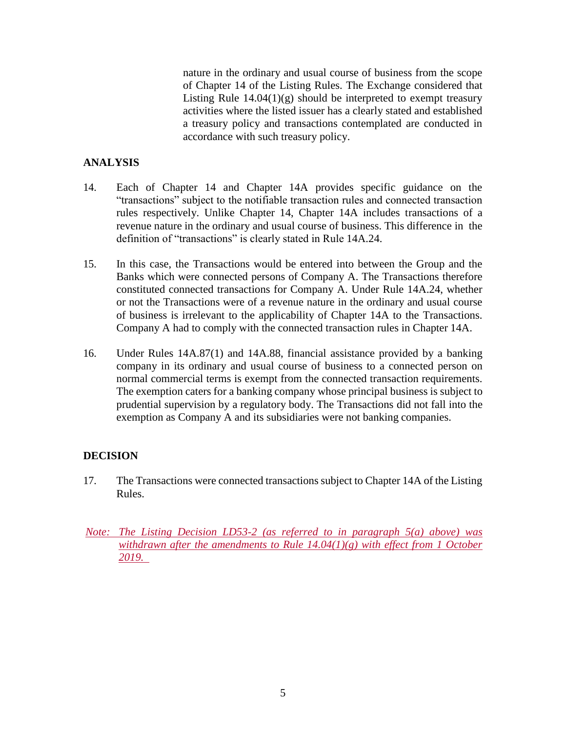nature in the ordinary and usual course of business from the scope of Chapter 14 of the Listing Rules. The Exchange considered that Listing Rule 14.04(1)(g) should be interpreted to exempt treasury activities where the listed issuer has a clearly stated and established a treasury policy and transactions contemplated are conducted in accordance with such treasury policy.

## ANALYSIS

14. Each of Chapter 14 and Chapter 14A provides specific guidance on the "transactions" subject to the notifiable transaction rules and connected transaction rules respectively. Unlike Chapter 14, Chapter 14A includes transactions of a revenue nature in the ordinary and usual course of business. This difference in the definition of "transactions" is clearly stated in Rule 14A.24.

15. In this case, the Transactions would be entered into between the Group and the Banks which were connected persons of Company A. The Transactions therefore constituted connected transactions for Company A. Under Rule 14A.24, whether or not the Transactions were of a revenue nature in the ordinary and usual course of business is irrelevant to the applicability of Chapter 14A to the Transactions. Company A had to comply with the connected transaction rules in Chapter 14A.

16. Under Rules 14A.87(1) and 14A.88, financial assistance provided by a banking company in its ordinary and usual course of business to a connected person on normal commercial terms is exempt from the connected transaction requirements. The exemption caters for a banking company whose principal business is subject to prudential supervision by a regulatory body. The Transactions did not fall into the exemption as Company A and its subsidiaries were not banking companies.

## DECISION

17. The Transactions were connected transactions subject to Chapter 14A of the Listing Rules.

*Note: The Listing Decision LD53-2 (as referred to in paragraph 5(a) above) was withdrawn after the amendments to Rule 14.04(1)(g) with effect from 1 October 2019.*